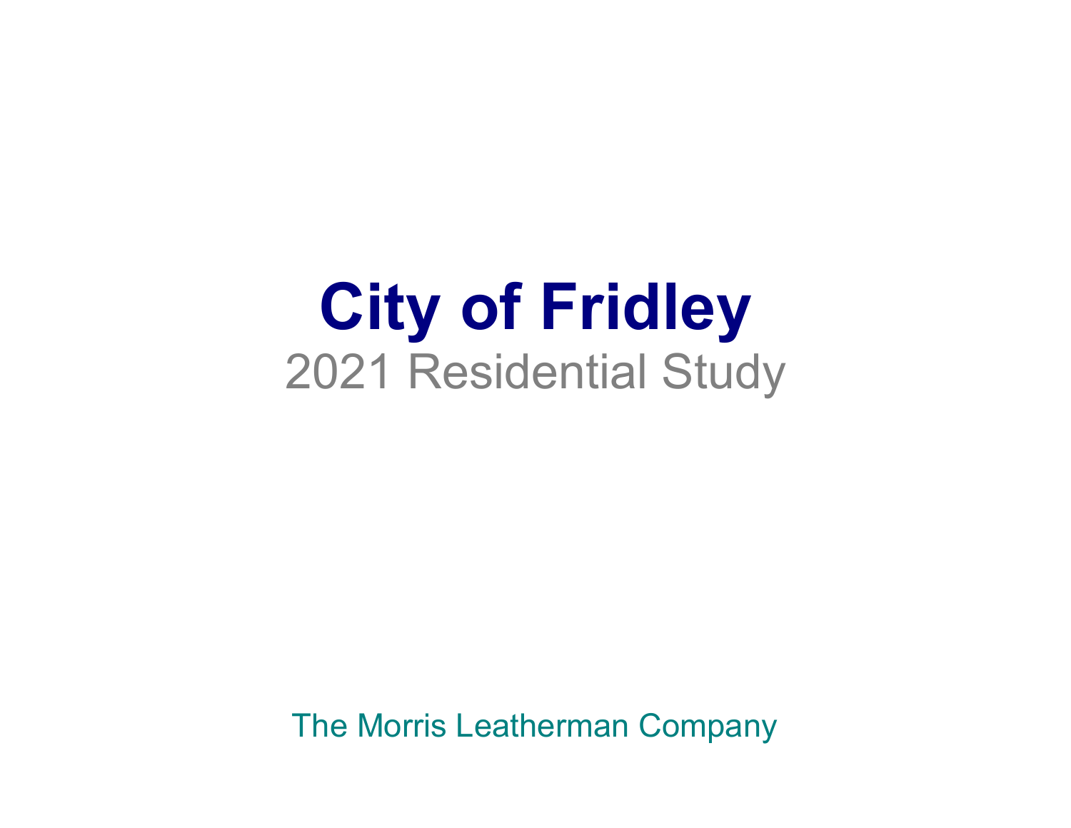# City of Fridley

## 2021 Residential Study

The Morris Leatherman Company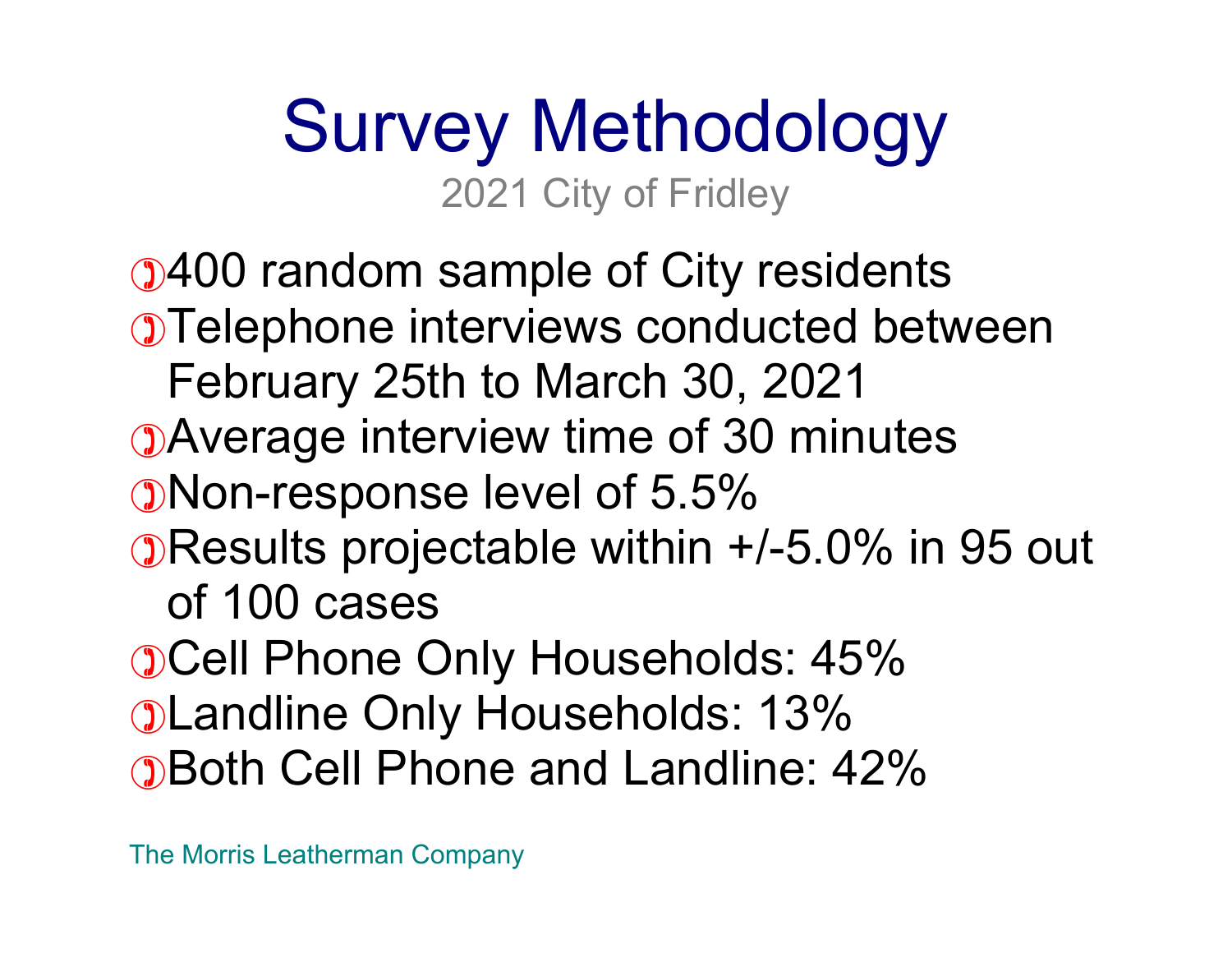# Survey Methodology

2021 City of Fridley

- 400 random sample of City residents
- Telephone interviews conducted between February 25th to March 30, 2021
- Average interview time of 30 minutes
- Non-response level of 5.5%
- Results projectable within +/-5.0% in 95 out of 100 cases
- Cell Phone Only Households: 45%
- Landline Only Households: 13%
- Both Cell Phone and Landline: 42%

The Morris Leatherman Company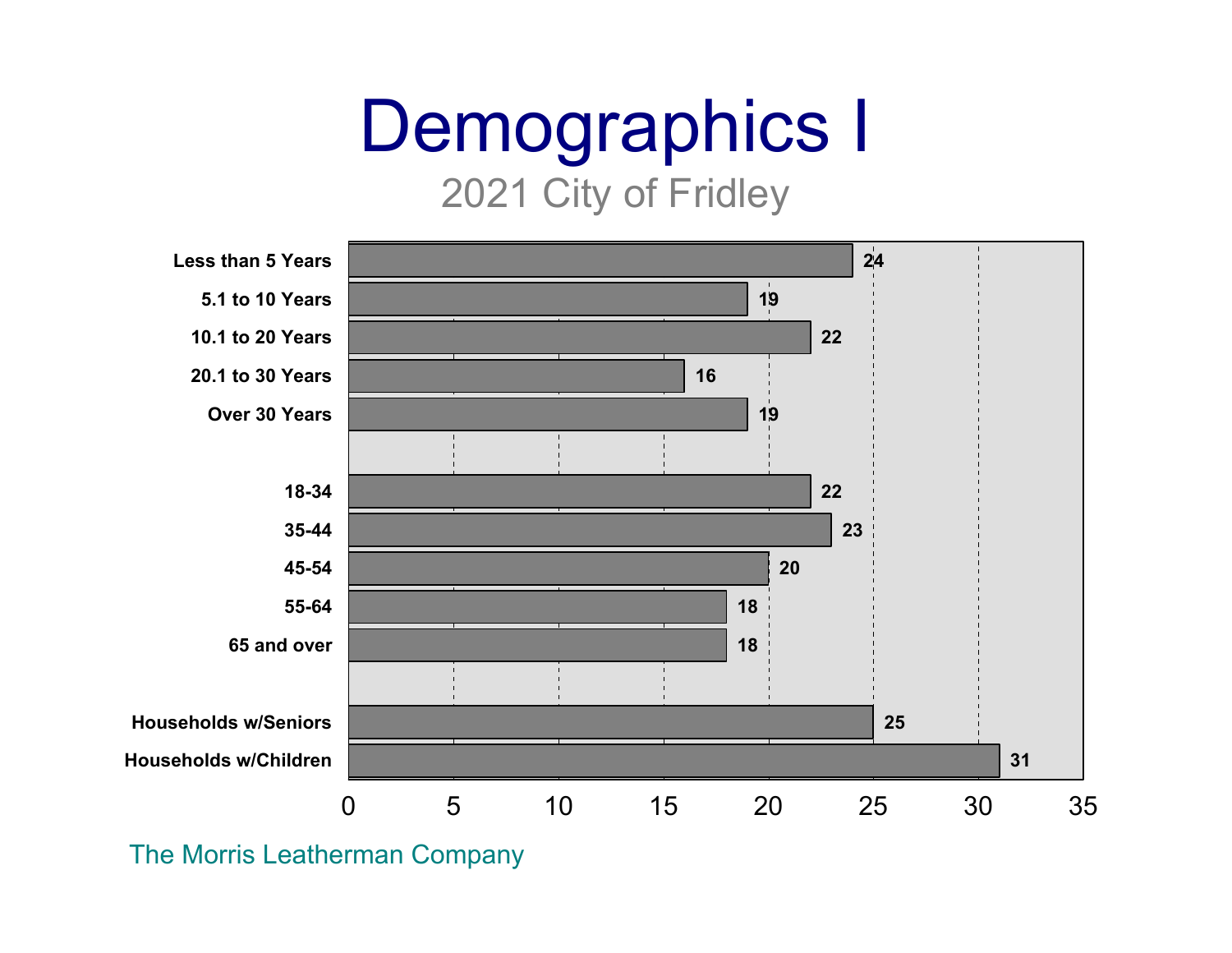# Demographics I

## 2021 City of Fridley

| Category | Value |
|---|---|
| Less than 5 Years | 24 |
| 5.1 to 10 Years | 19 |
| 10.1 to 20 Years | 22 |
| 20.1 to 30 Years | 16 |
| Over 30 Years | 19 |
| 18-34 | 22 |
| 35-44 | 23 |
| 45-54 | 20 |
| 55-64 | 18 |
| 65 and over | 18 |
| Households w/Seniors | 25 |
| Households w/Children | 31 |

The Morris Leatherman Company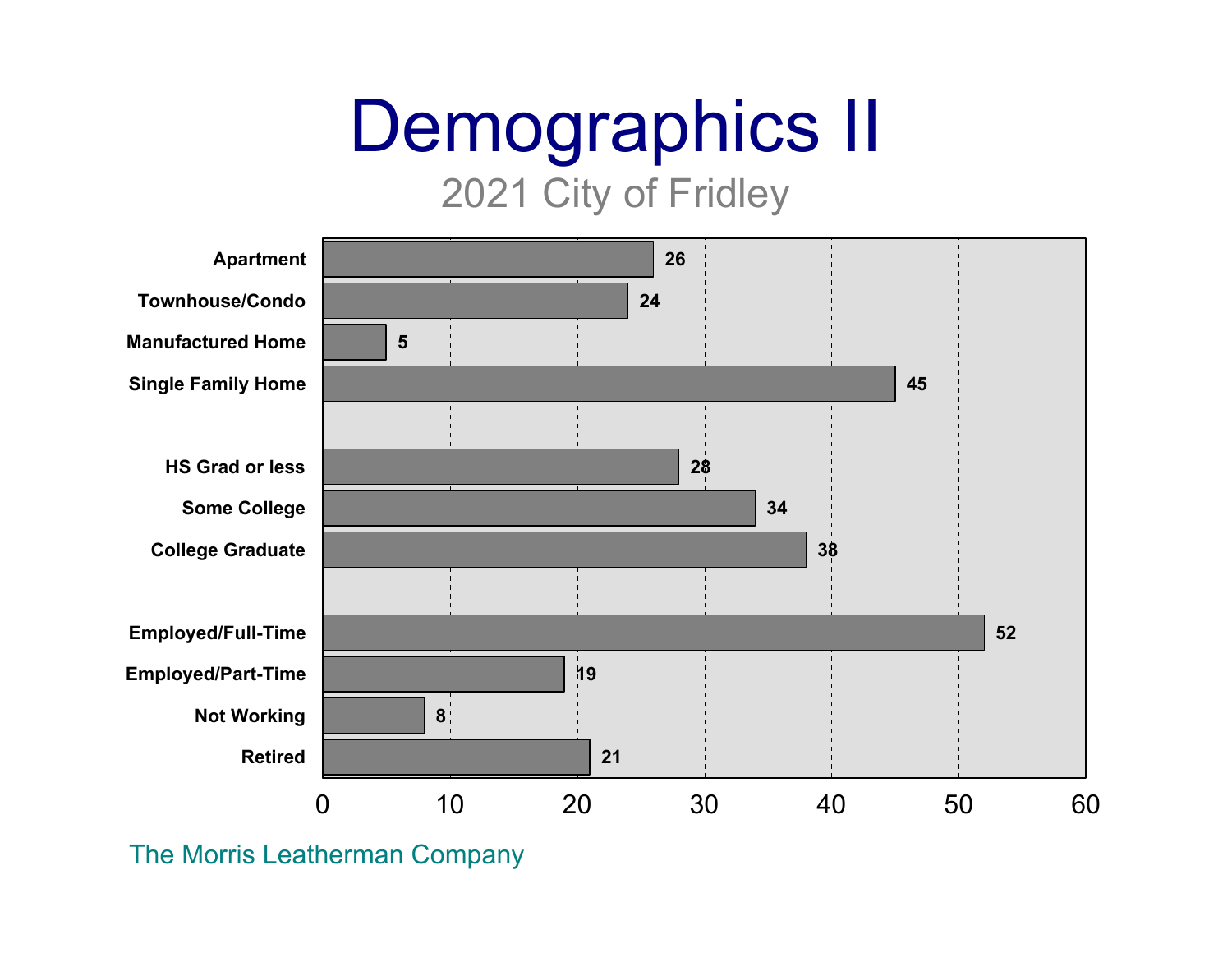# Demographics II

2021 City of Fridley

| Category | Value |
| --- | --- |
| Apartment | 26 |
| Townhouse/Condo | 24 |
| Manufactured Home | 5 |
| Single Family Home | 45 |
| HS Grad or less | 28 |
| Some College | 34 |
| College Graduate | 38 |
| Employed/Full-Time | 52 |
| Employed/Part-Time | 19 |
| Not Working | 8 |
| Retired | 21 |

The Morris Leatherman Company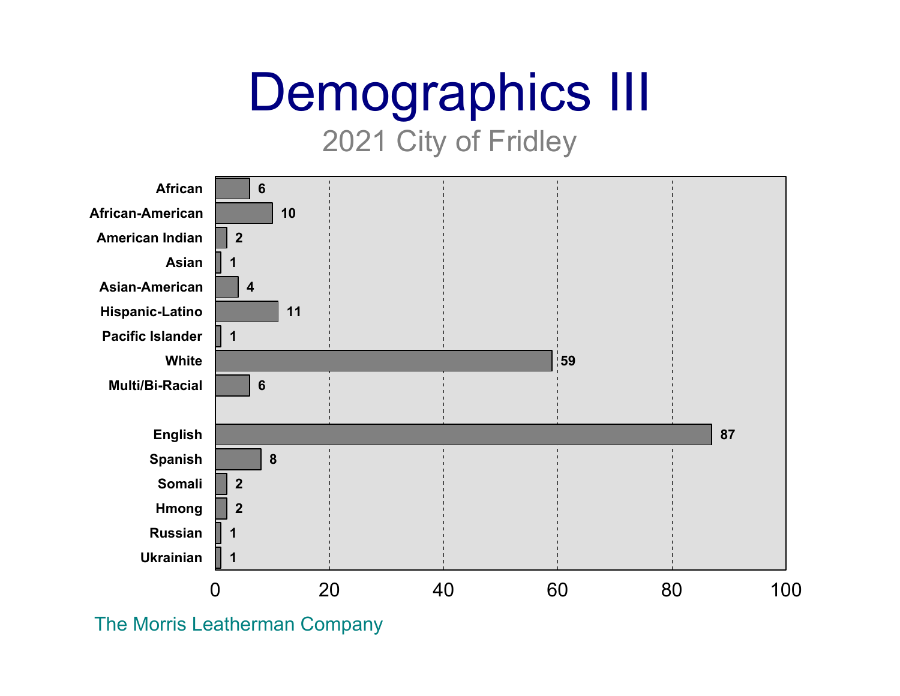# Demographics III

2021 City of Fridley

| Category | Value |
| --- | --- |
| African | 6 |
| African-American | 10 |
| American Indian | 2 |
| Asian | 1 |
| Asian-American | 4 |
| Hispanic-Latino | 11 |
| Pacific Islander | 1 |
| White | 59 |
| Multi/Bi-Racial | 6 |
| English | 87 |
| Spanish | 8 |
| Somali | 2 |
| Hmong | 2 |
| Russian | 1 |
| Ukrainian | 1 |

The Morris Leatherman Company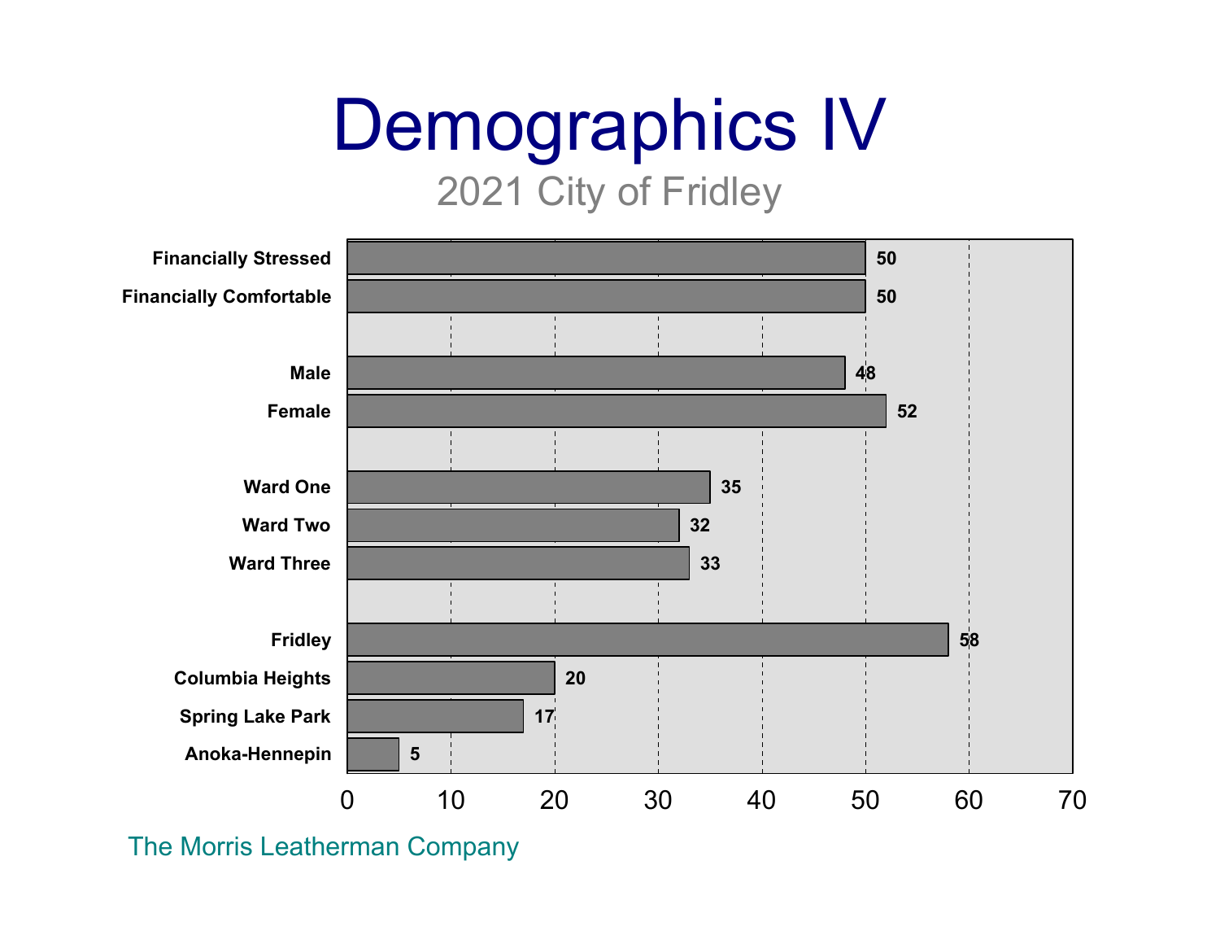# Demographics IV

## 2021 City of Fridley

| Category | Value |
|---|---|
| Financially Stressed | 50 |
| Financially Comfortable | 50 |
| Male | 48 |
| Female | 52 |
| Ward One | 35 |
| Ward Two | 32 |
| Ward Three | 33 |
| Fridley | 58 |
| Columbia Heights | 20 |
| Spring Lake Park | 17 |
| Anoka-Hennepin | 5 |

The Morris Leatherman Company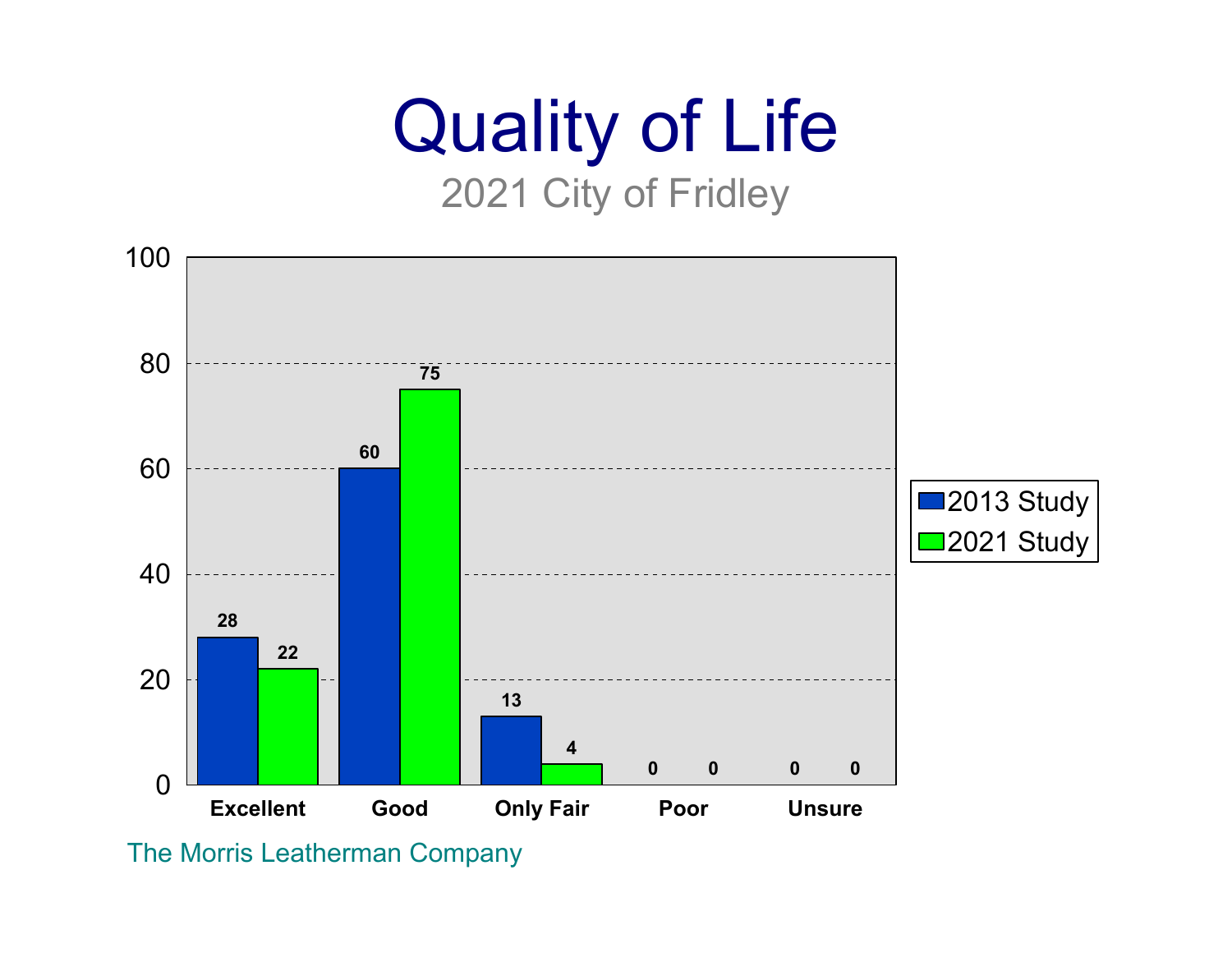# Quality of Life

## 2021 City of Fridley

| | 2013 Study | 2021 Study |
|---|---|---|
| Excellent | 28 | 22 |
| Good | 60 | 75 |
| Only Fair | 13 | 4 |
| Poor | 0 | 0 |
| Unsure | 0 | 0 |

The Morris Leatherman Company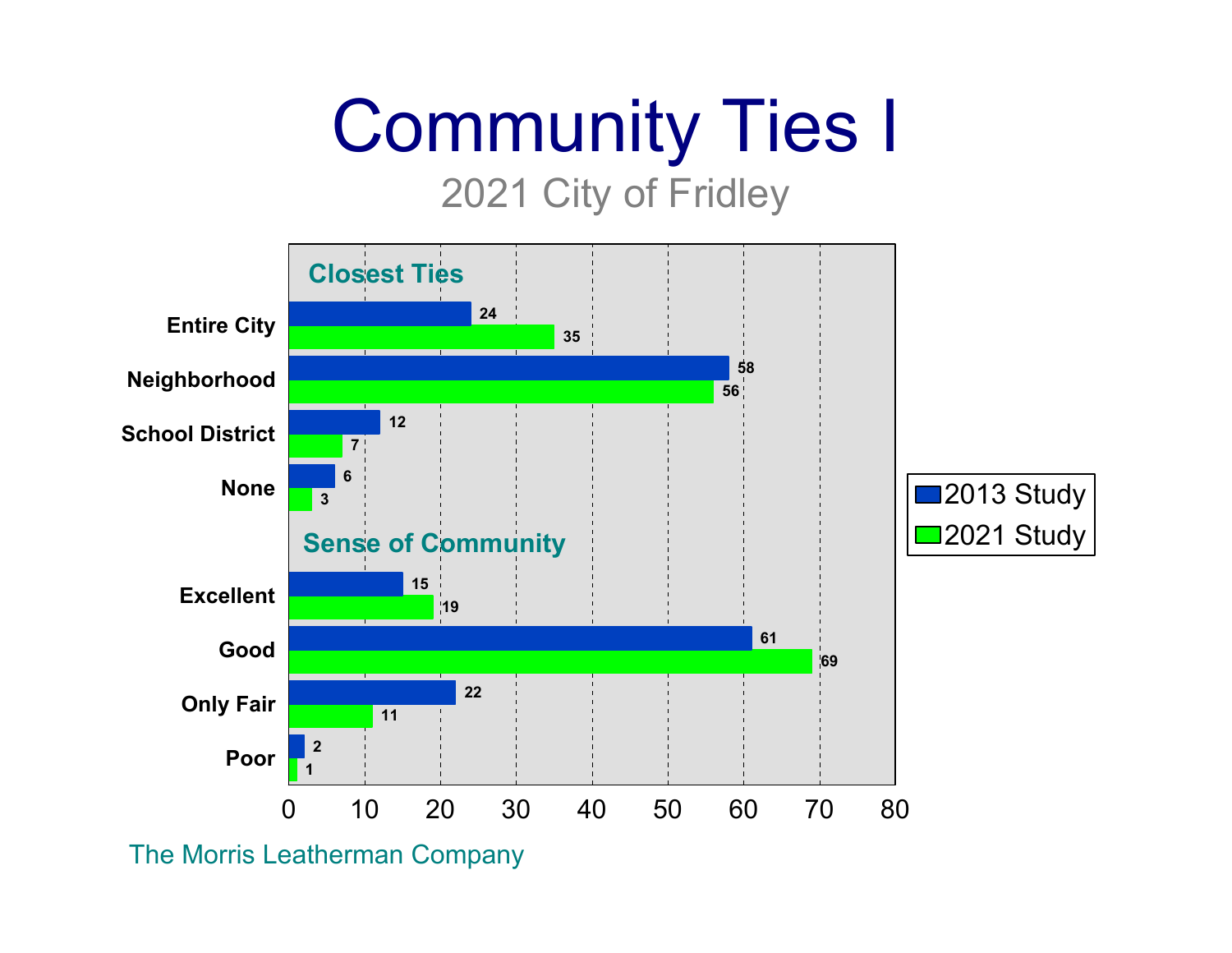# Community Ties I

2021 City of Fridley

### Closest Ties

| | 2013 Study | 2021 Study |
|---|---|---|
| Entire City | 24 | 35 |
| Neighborhood | 58 | 56 |
| School District | 12 | 7 |
| None | 6 | 3 |

### Sense of Community

| | 2013 Study | 2021 Study |
|---|---|---|
| Excellent | 15 | 19 |
| Good | 61 | 69 |
| Only Fair | 22 | 11 |
| Poor | 2 | 1 |

The Morris Leatherman Company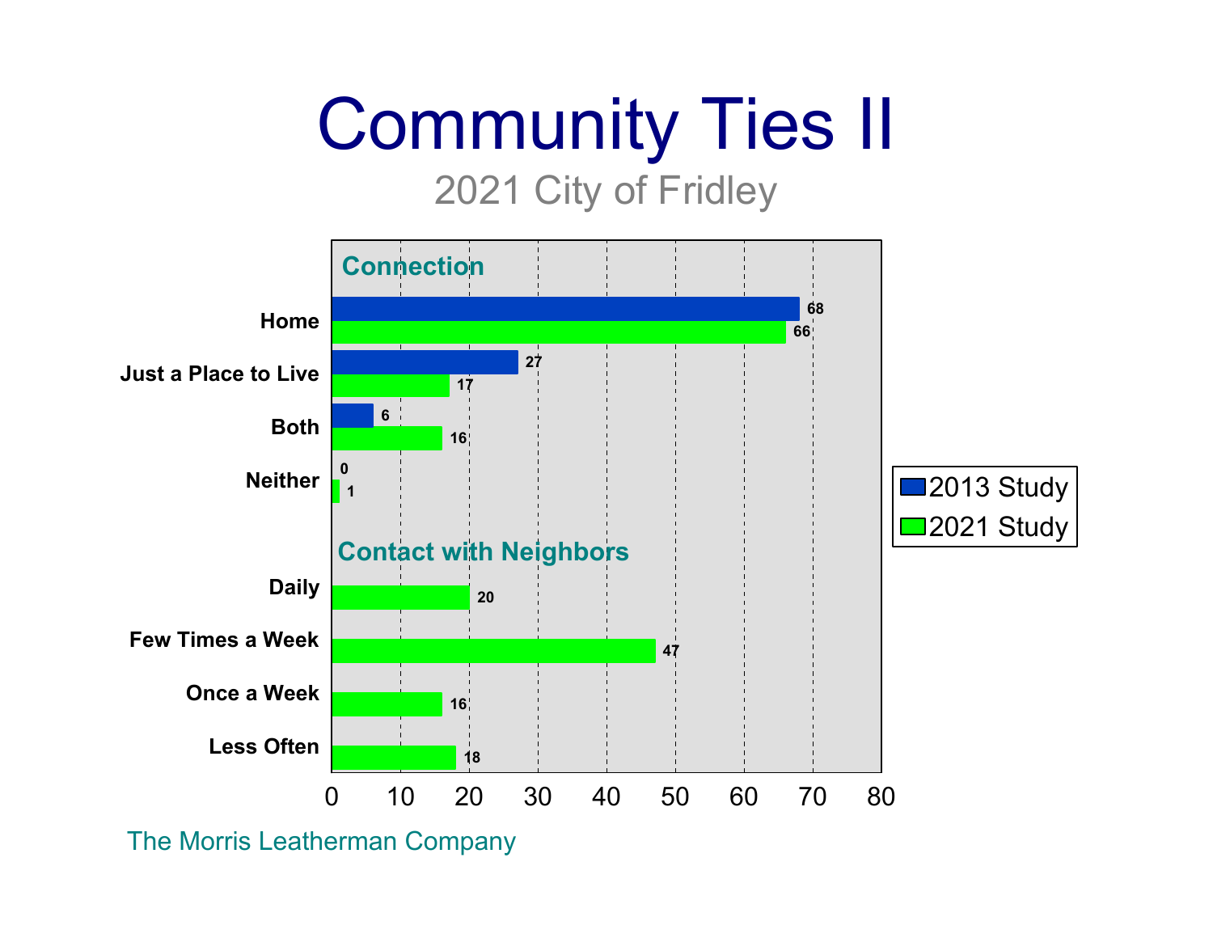# Community Ties II

2021 City of Fridley

**Connection**

| | 2013 Study | 2021 Study |
|---|---|---|
| Home | 68 | 66 |
| Just a Place to Live | 27 | 17 |
| Both | 6 | 16 |
| Neither | 0 | 1 |

**Contact with Neighbors**

| | 2021 Study |
|---|---|
| Daily | 20 |
| Few Times a Week | 47 |
| Once a Week | 16 |
| Less Often | 18 |

The Morris Leatherman Company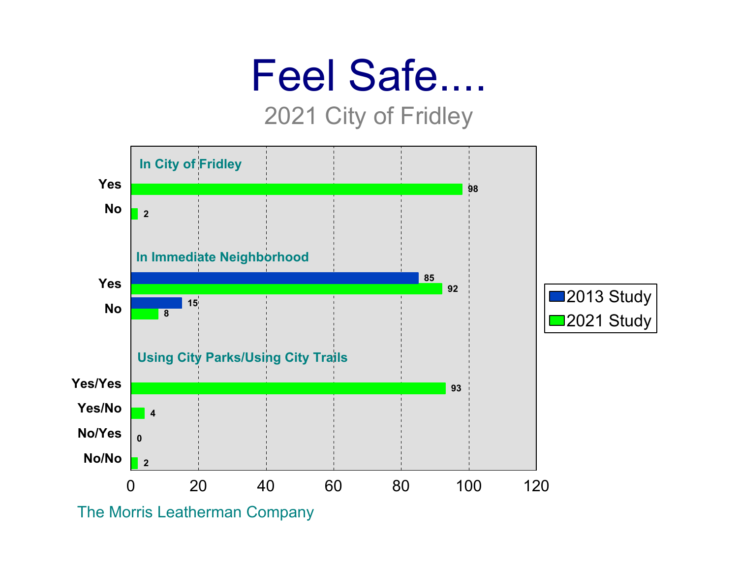# Feel Safe....

## 2021 City of Fridley

| | 2013 Study | 2021 Study |
|---|---|---|
| **In City of Fridley** | | |
| Yes | | 98 |
| No | | 2 |
| **In Immediate Neighborhood** | | |
| Yes | 85 | 92 |
| No | 15 | 8 |
| **Using City Parks/Using City Trails** | | |
| Yes/Yes | | 93 |
| Yes/No | | 4 |
| No/Yes | | 0 |
| No/No | | 2 |

The Morris Leatherman Company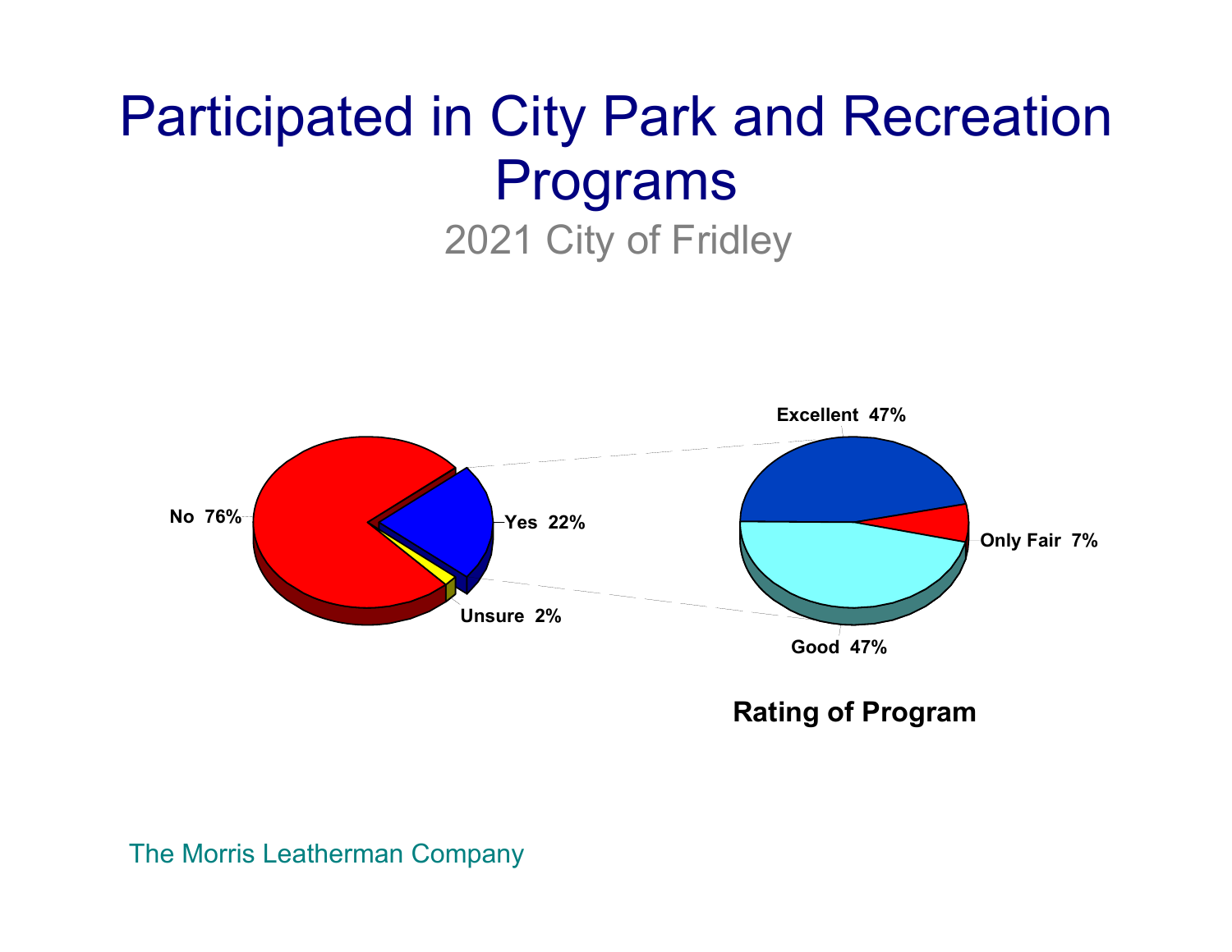# Participated in City Park and Recreation Programs

## 2021 City of Fridley

No 76%

Yes 22%

Unsure 2%

Excellent 47%

Only Fair 7%

Good 47%

**Rating of Program**

The Morris Leatherman Company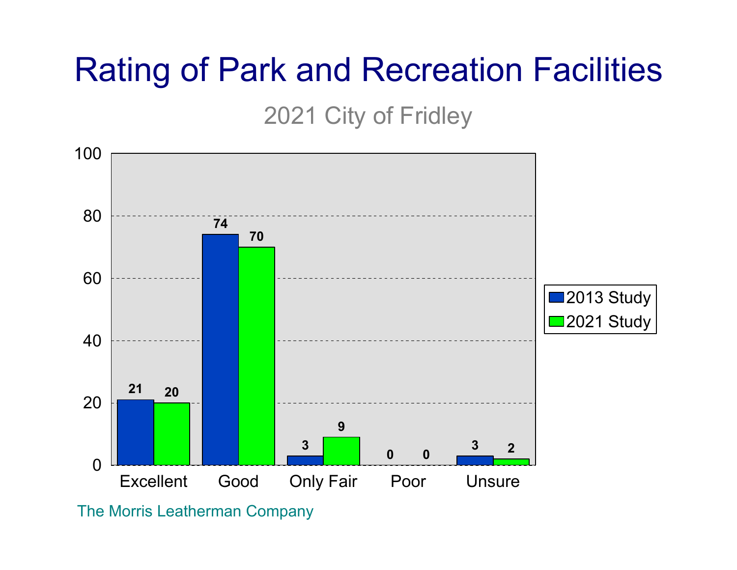# Rating of Park and Recreation Facilities

2021 City of Fridley

| | 2013 Study | 2021 Study |
|---|---|---|
| Excellent | 21 | 20 |
| Good | 74 | 70 |
| Only Fair | 3 | 9 |
| Poor | 0 | 0 |
| Unsure | 3 | 2 |

The Morris Leatherman Company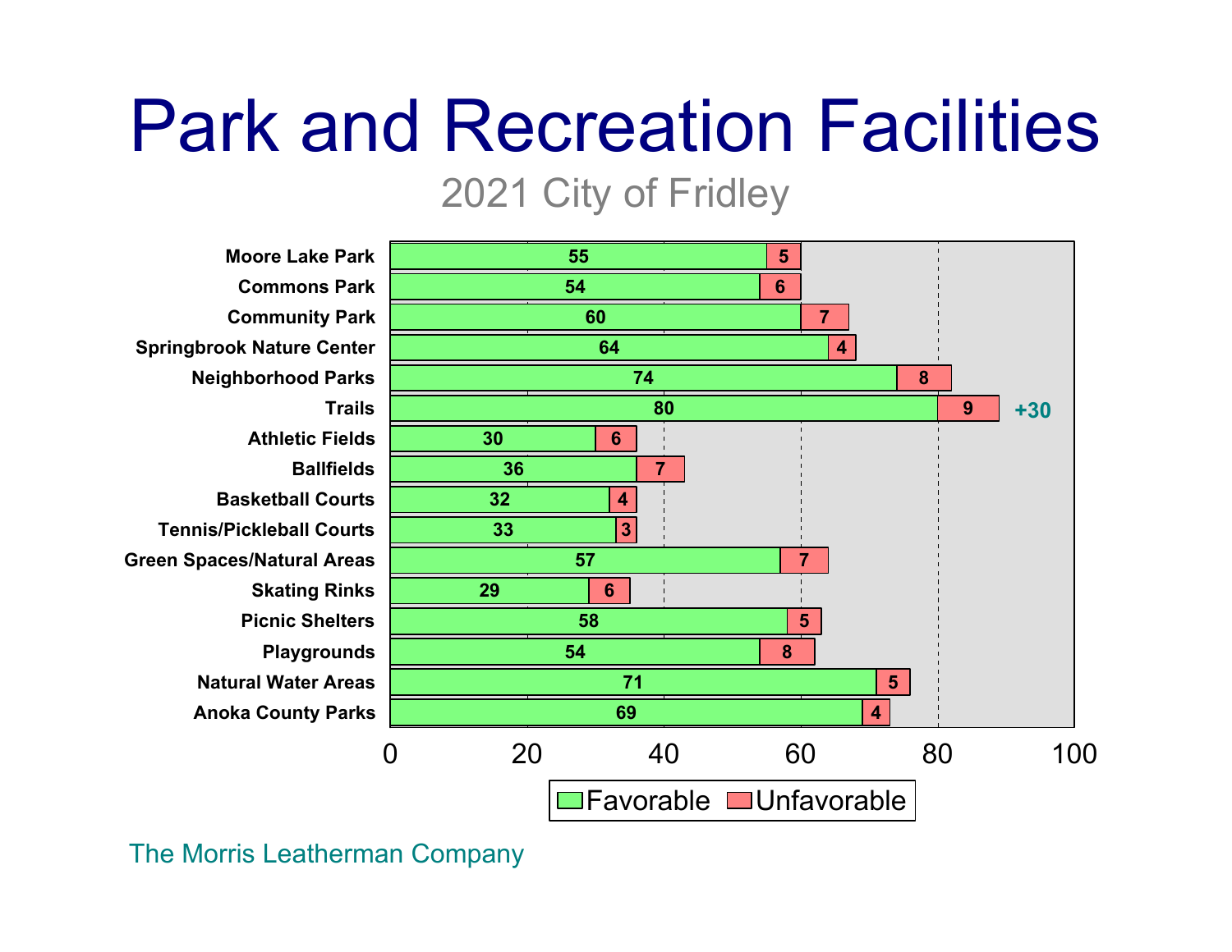# Park and Recreation Facilities

2021 City of Fridley

| Facility | Favorable | Unfavorable |
|---|---|---|
| Moore Lake Park | 55 | 5 |
| Commons Park | 54 | 6 |
| Community Park | 60 | 7 |
| Springbrook Nature Center | 64 | 4 |
| Neighborhood Parks | 74 | 8 |
| Trails | 80 | 9 |
| Athletic Fields | 30 | 6 |
| Ballfields | 36 | 7 |
| Basketball Courts | 32 | 4 |
| Tennis/Pickleball Courts | 33 | 3 |
| Green Spaces/Natural Areas | 57 | 7 |
| Skating Rinks | 29 | 6 |
| Picnic Shelters | 58 | 5 |
| Playgrounds | 54 | 8 |
| Natural Water Areas | 71 | 5 |
| Anoka County Parks | 69 | 4 |

+30 (Trails)

The Morris Leatherman Company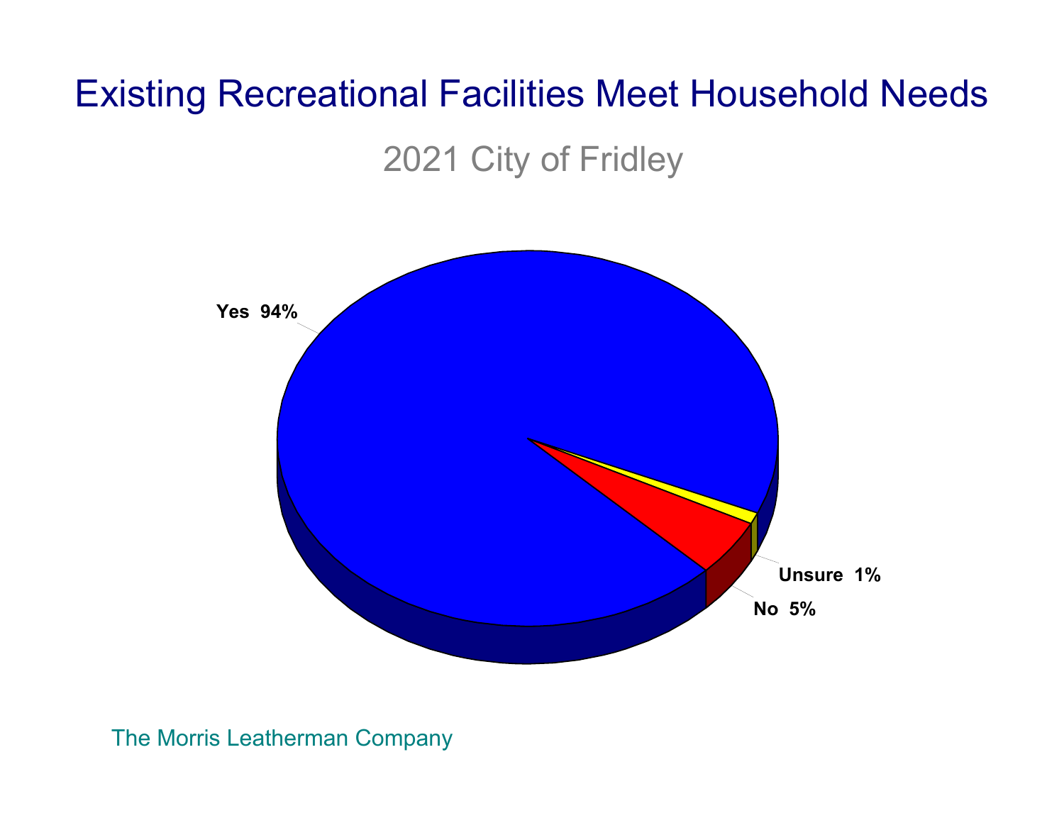# Existing Recreational Facilities Meet Household Needs

## 2021 City of Fridley

Yes 94%

Unsure 1%

No 5%

The Morris Leatherman Company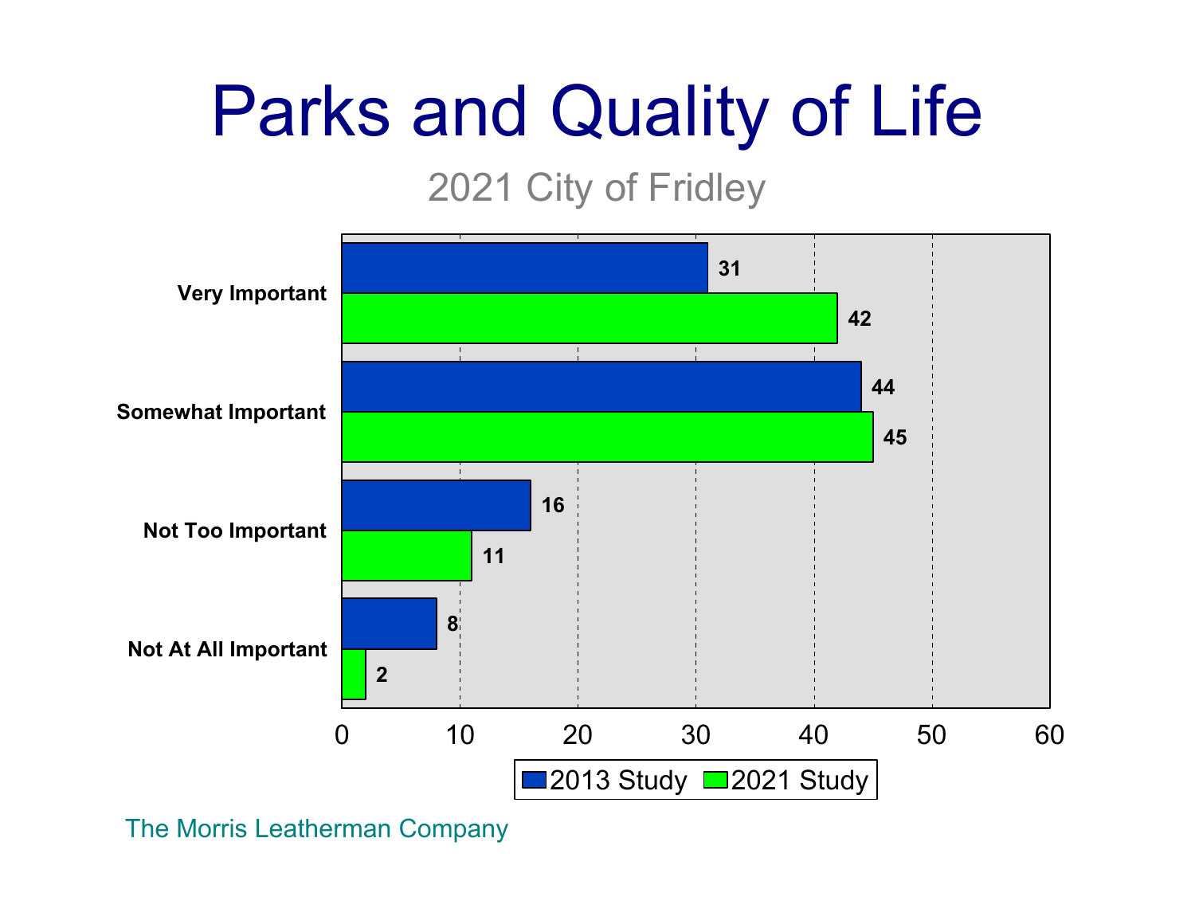# Parks and Quality of Life

2021 City of Fridley

| | 2013 Study | 2021 Study |
|---|---|---|
| Very Important | 31 | 42 |
| Somewhat Important | 44 | 45 |
| Not Too Important | 16 | 11 |
| Not At All Important | 8 | 2 |

The Morris Leatherman Company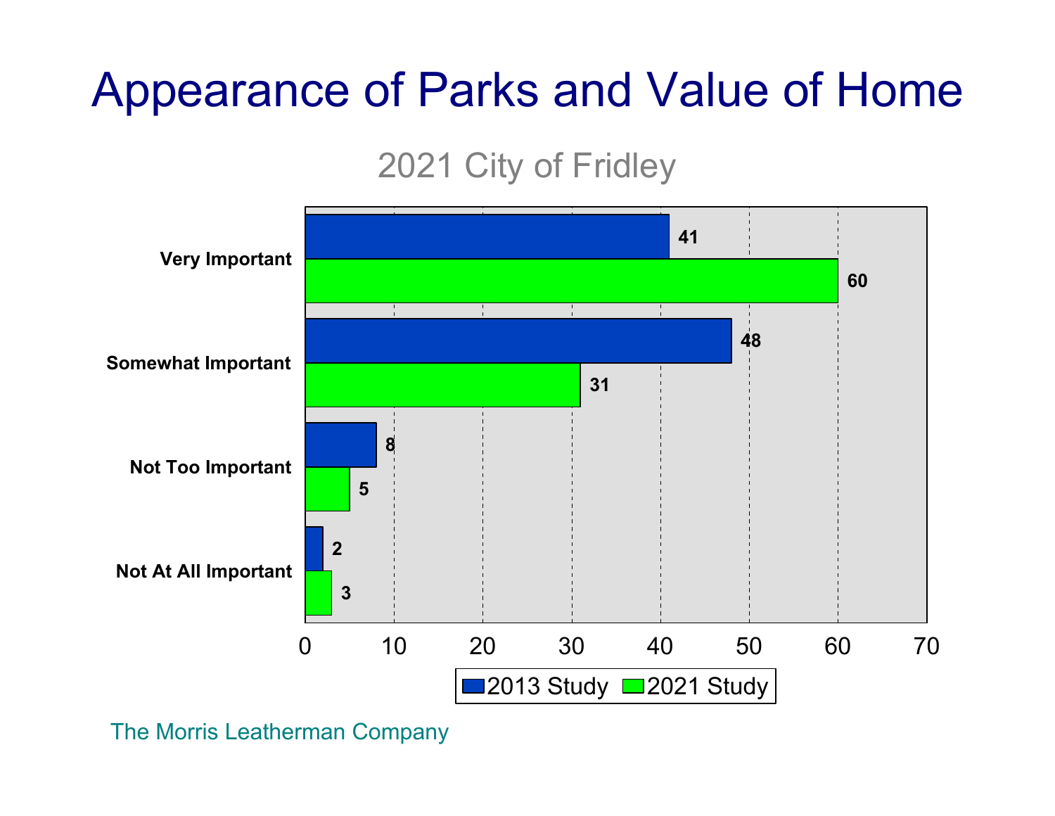# Appearance of Parks and Value of Home

## 2021 City of Fridley

| | 2013 Study | 2021 Study |
|---|---|---|
| Very Important | 41 | 60 |
| Somewhat Important | 48 | 31 |
| Not Too Important | 8 | 5 |
| Not At All Important | 2 | 3 |

The Morris Leatherman Company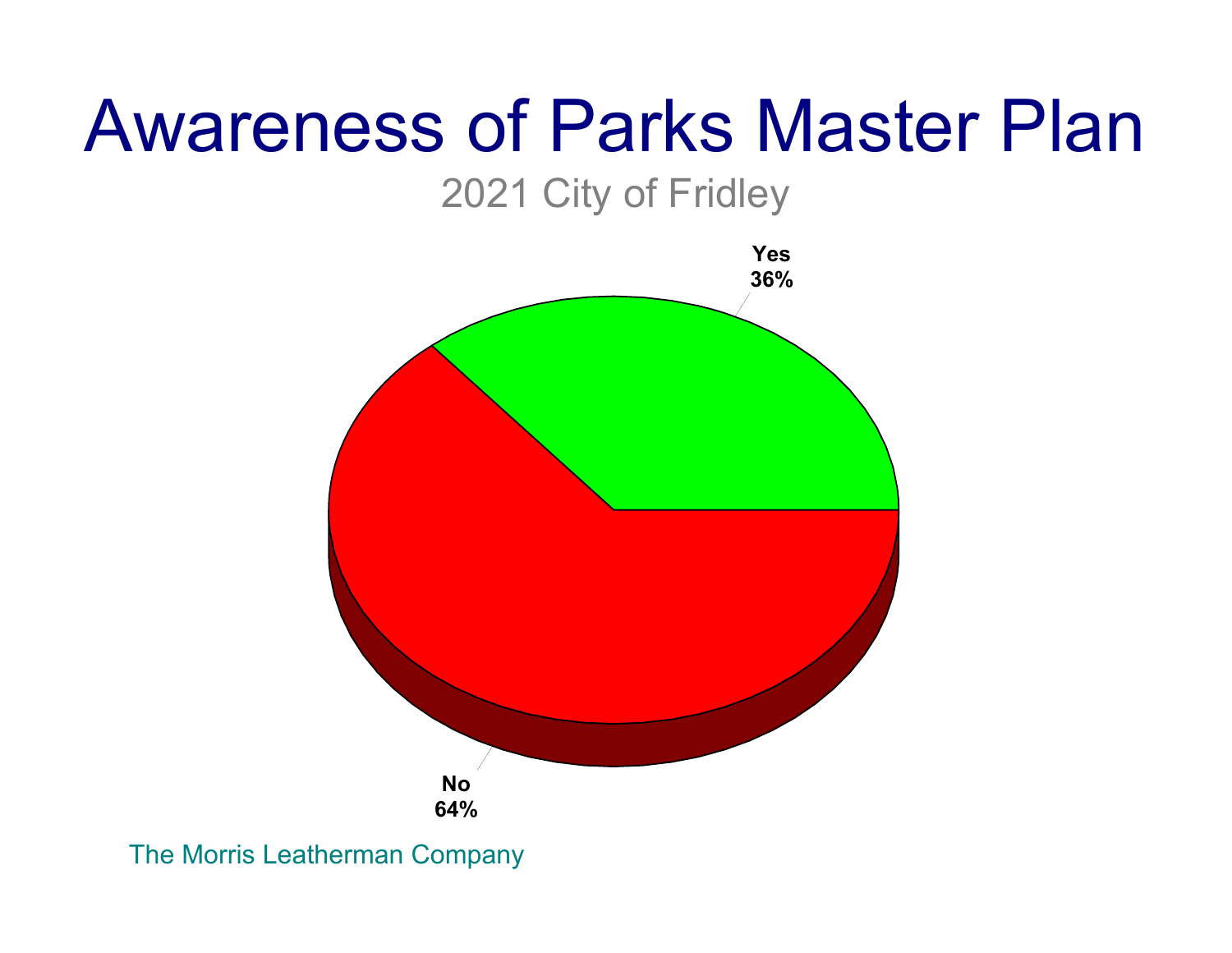# Awareness of Parks Master Plan

2021 City of Fridley

Yes
36%

No
64%

The Morris Leatherman Company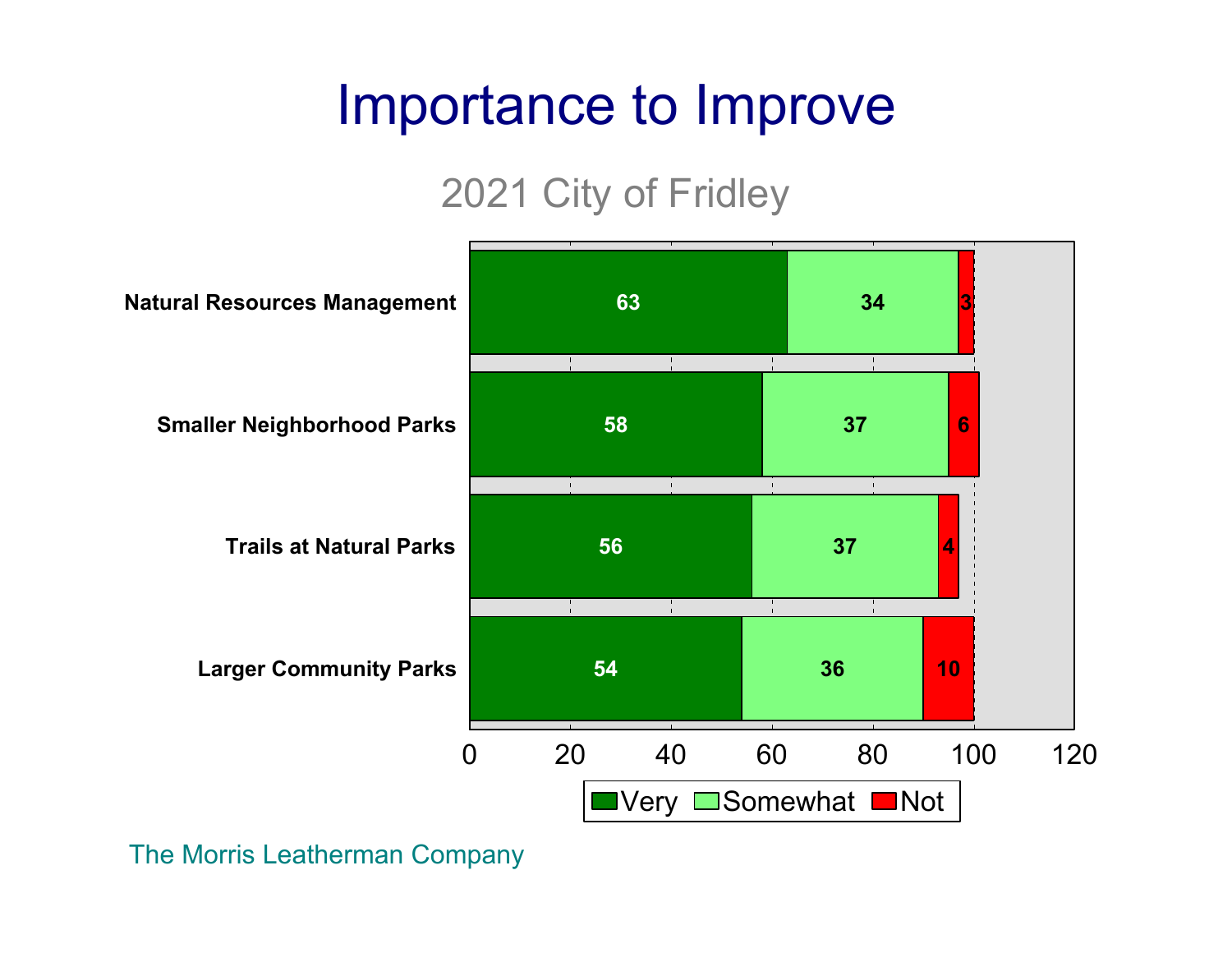# Importance to Improve

## 2021 City of Fridley

| | Very | Somewhat | Not |
|---|---|---|---|
| Natural Resources Management | 63 | 34 | 3 |
| Smaller Neighborhood Parks | 58 | 37 | 6 |
| Trails at Natural Parks | 56 | 37 | 4 |
| Larger Community Parks | 54 | 36 | 10 |

The Morris Leatherman Company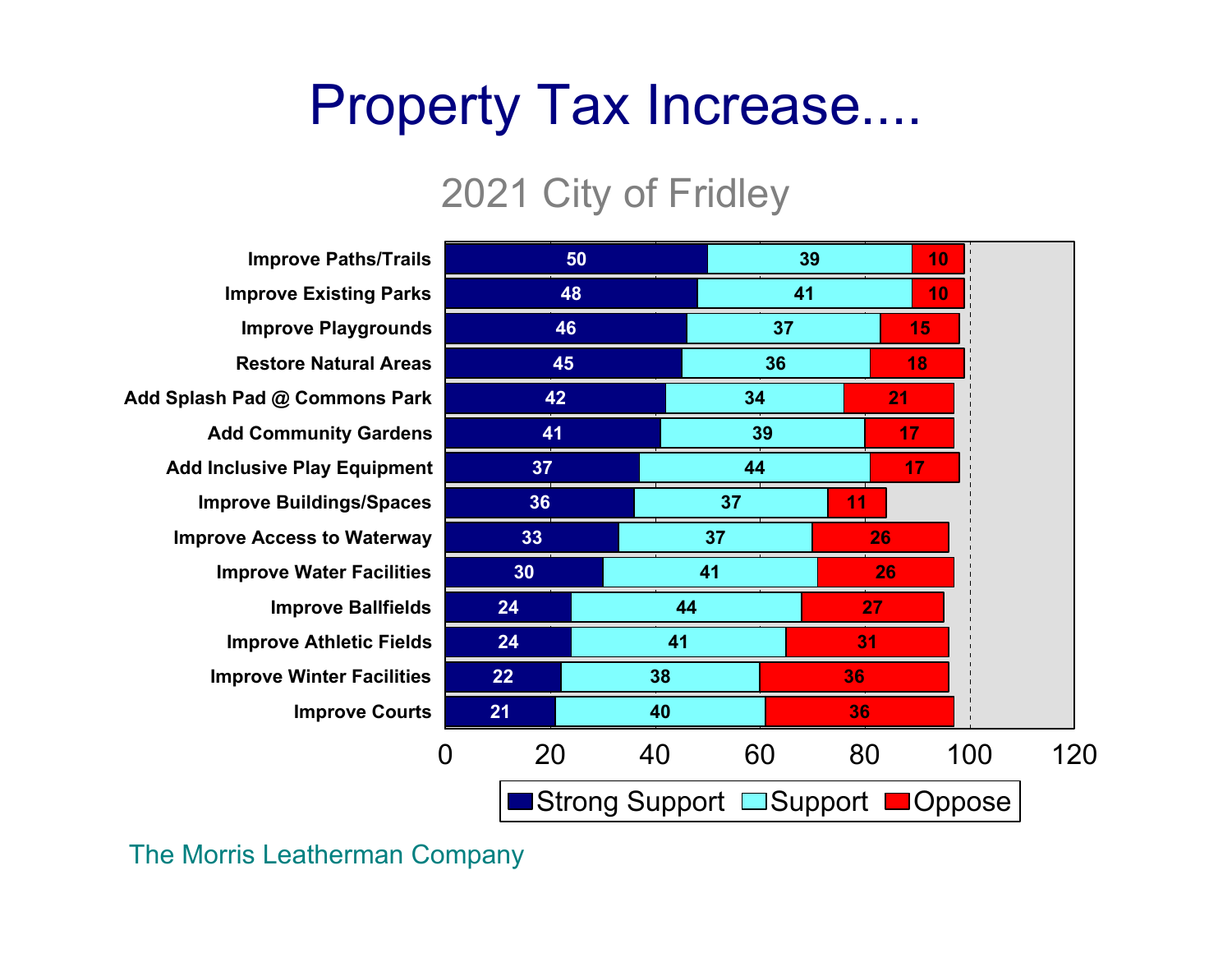# Property Tax Increase....

## 2021 City of Fridley

| | Strong Support | Support | Oppose |
|---|---|---|---|
| Improve Paths/Trails | 50 | 39 | 10 |
| Improve Existing Parks | 48 | 41 | 10 |
| Improve Playgrounds | 46 | 37 | 15 |
| Restore Natural Areas | 45 | 36 | 18 |
| Add Splash Pad @ Commons Park | 42 | 34 | 21 |
| Add Community Gardens | 41 | 39 | 17 |
| Add Inclusive Play Equipment | 37 | 44 | 17 |
| Improve Buildings/Spaces | 36 | 37 | 11 |
| Improve Access to Waterway | 33 | 37 | 26 |
| Improve Water Facilities | 30 | 41 | 26 |
| Improve Ballfields | 24 | 44 | 27 |
| Improve Athletic Fields | 24 | 41 | 31 |
| Improve Winter Facilities | 22 | 38 | 36 |
| Improve Courts | 21 | 40 | 36 |

The Morris Leatherman Company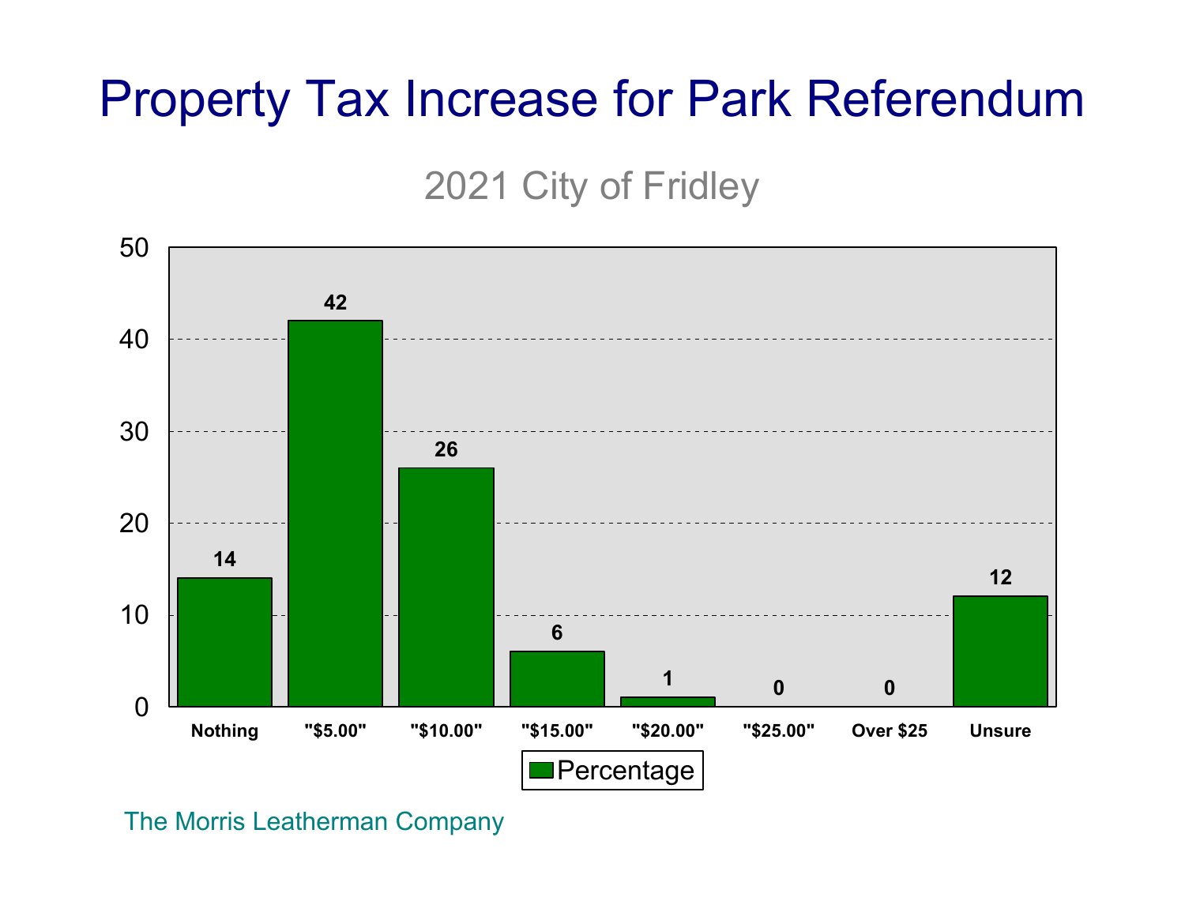# Property Tax Increase for Park Referendum

## 2021 City of Fridley

50
40
30
20
10
0

14
42
26
6
1
0
0
12

Nothing
"$5.00"
"$10.00"
"$15.00"
"$20.00"
"$25.00"
Over $25
Unsure

Percentage

The Morris Leatherman Company